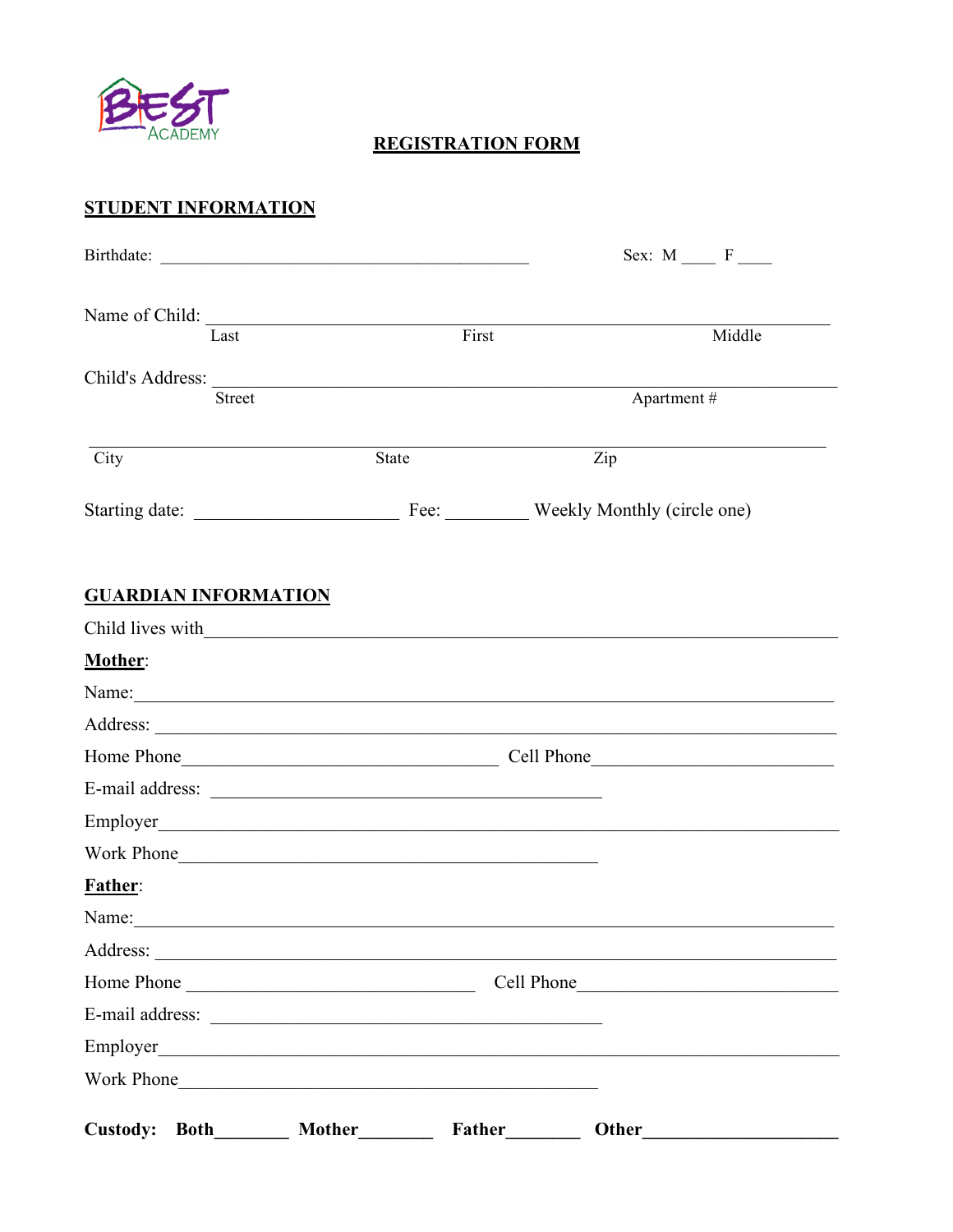BEST ACADEMY

# REGISTRATION FORM

## STUDENT INFORMATION

Birthdate: ______________________________________________ Sex: M ____ F ____

Name of Child: ____________________________________________________________
Last First Middle

Child's Address: ____________________________________________________________
Street Apartment #

____________________________________________________________
City State Zip

Starting date: ______________________ Fee: _________ Weekly Monthly (circle one)

## GUARDIAN INFORMATION

Child lives with____________________________________________________________

**Mother**:

Name:____________________________________________________________

Address: ____________________________________________________________

Home Phone_________________________________ Cell Phone__________________________

E-mail address: __________________________________________

Employer____________________________________________________________

Work Phone____________________________________________

**Father**:

Name:____________________________________________________________

Address: ____________________________________________________________

Home Phone _______________________________ Cell Phone___________________________

E-mail address: __________________________________________

Employer____________________________________________________________

Work Phone____________________________________________

**Custody: Both________ Mother________ Father________ Other_____________________**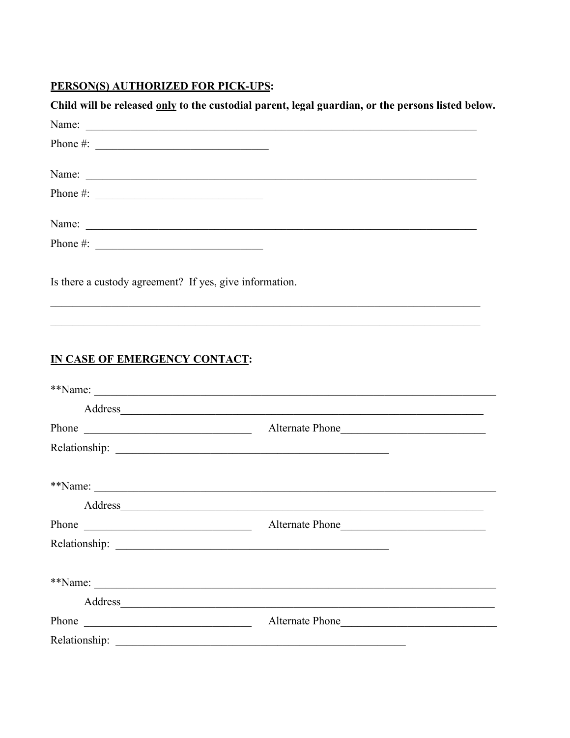**<u>PERSON(S) AUTHORIZED FOR PICK-UPS</u>:**

**Child will be released <u>only</u> to the custodial parent, legal guardian, or the persons listed below.**

Name: ______________________________________________________________________

Phone #: ______________________________

Name: ______________________________________________________________________

Phone #: _____________________________

Name: ______________________________________________________________________

Phone #: _____________________________

Is there a custody agreement? If yes, give information.

_____________________________________________________________________________

_____________________________________________________________________________

**<u>IN CASE OF EMERGENCY CONTACT</u>:**

**Name: ______________________________________________________________________

Address______________________________________________________________

Phone _____________________________ Alternate Phone_________________________

Relationship: ___________________________________________________

**Name: ______________________________________________________________________

Address______________________________________________________________

Phone _____________________________ Alternate Phone_________________________

Relationship: ___________________________________________________

**Name: ______________________________________________________________________

Address________________________________________________________________

Phone _____________________________ Alternate Phone___________________________

Relationship: ______________________________________________________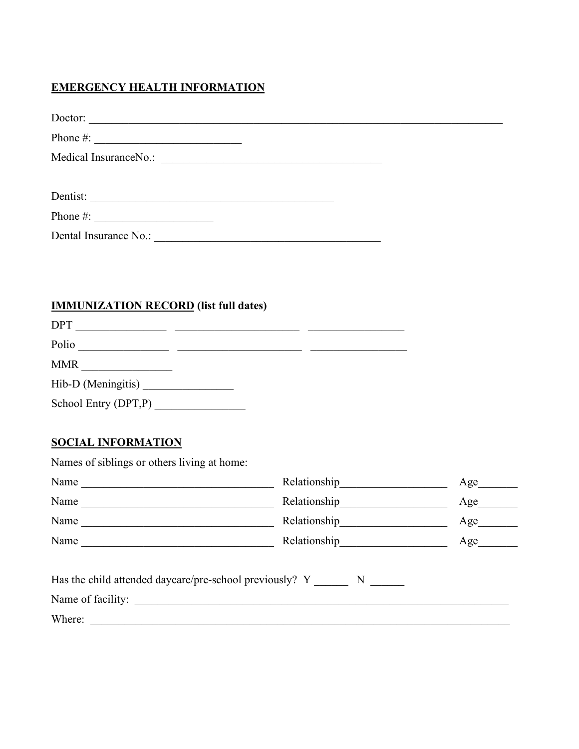**EMERGENCY HEALTH INFORMATION**

Doctor: ___________________________________________________________________________

Phone #: ___________________________

Medical InsuranceNo.: ________________________________________

Dentist: ____________________________________________

Phone #: _____________________

Dental Insurance No.: _________________________________________

**IMMUNIZATION RECORD (list full dates)**

DPT ________________ ______________________ _________________

Polio ________________ ______________________ _________________

MMR ________________

Hib-D (Meningitis) ________________

School Entry (DPT,P) ________________

**SOCIAL INFORMATION**

Names of siblings or others living at home:

Name __________________________________ Relationship___________________ Age_______

Name __________________________________ Relationship___________________ Age_______

Name __________________________________ Relationship___________________ Age_______

Name __________________________________ Relationship___________________ Age_______

Has the child attended daycare/pre-school previously? Y ______ N ______

Name of facility: ____________________________________________________________________

Where: ___________________________________________________________________________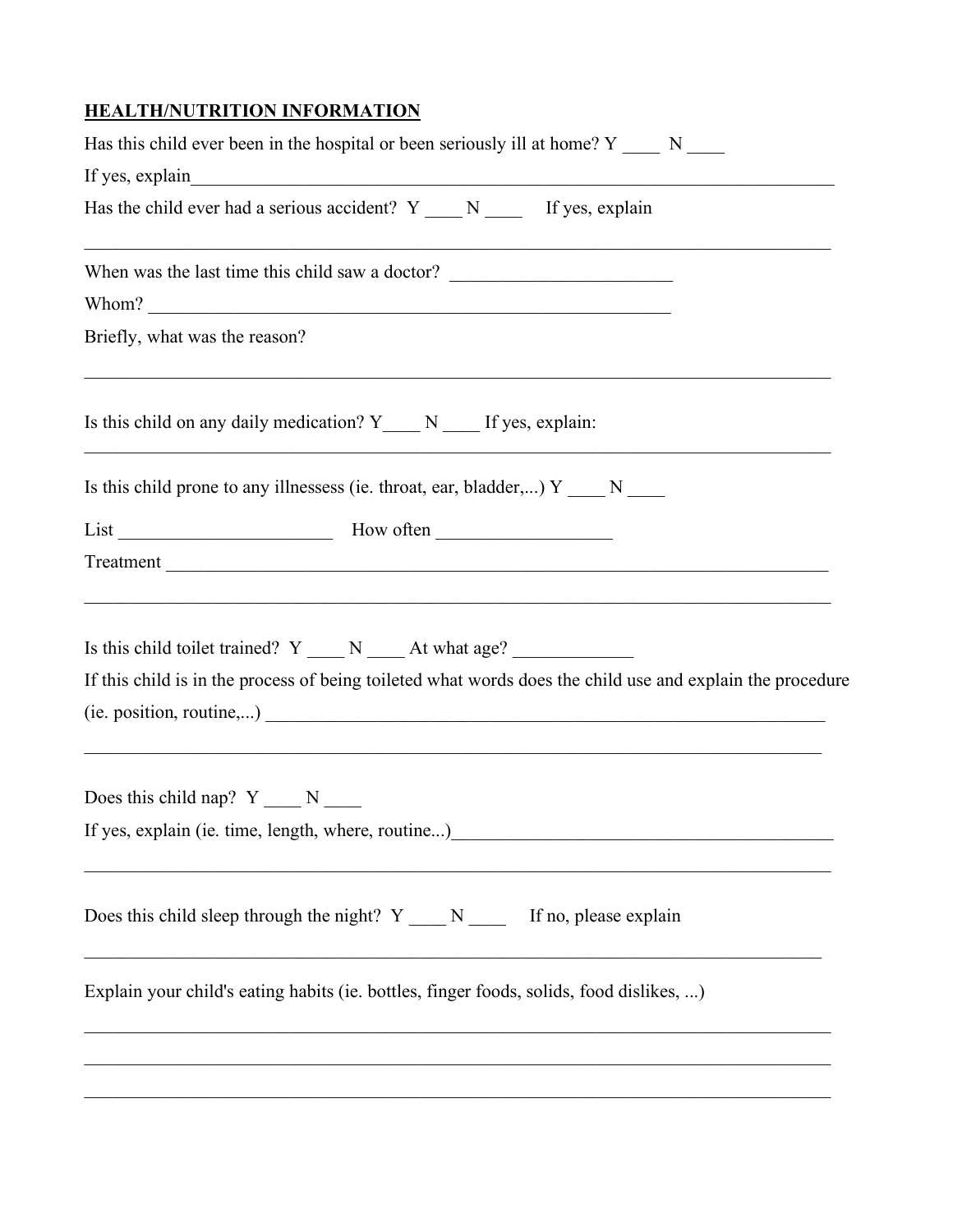**HEALTH/NUTRITION INFORMATION**

Has this child ever been in the hospital or been seriously ill at home? Y ____ N ____

If yes, explain_______________________________________________________________________

Has the child ever had a serious accident? Y ____ N ____ If yes, explain

_____________________________________________________________________________________

When was the last time this child saw a doctor? ________________________

Whom? ___________________________________________________________

Briefly, what was the reason?

_____________________________________________________________________________________

Is this child on any daily medication? Y____ N ____ If yes, explain:

_____________________________________________________________________________________

Is this child prone to any illnessess (ie. throat, ear, bladder,...) Y ____ N ____

List _______________________ How often __________________

Treatment ____________________________________________________________________________

_____________________________________________________________________________________

Is this child toilet trained? Y ____ N ____ At what age? _____________

If this child is in the process of being toileted what words does the child use and explain the procedure (ie. position, routine,...) ________________________________________________________________

_____________________________________________________________________________________

Does this child nap? Y ____ N ____

If yes, explain (ie. time, length, where, routine...)__________________________________________

_____________________________________________________________________________________

Does this child sleep through the night? Y ____ N ____ If no, please explain

_____________________________________________________________________________________

Explain your child's eating habits (ie. bottles, finger foods, solids, food dislikes, ...)

_____________________________________________________________________________________

_____________________________________________________________________________________

_____________________________________________________________________________________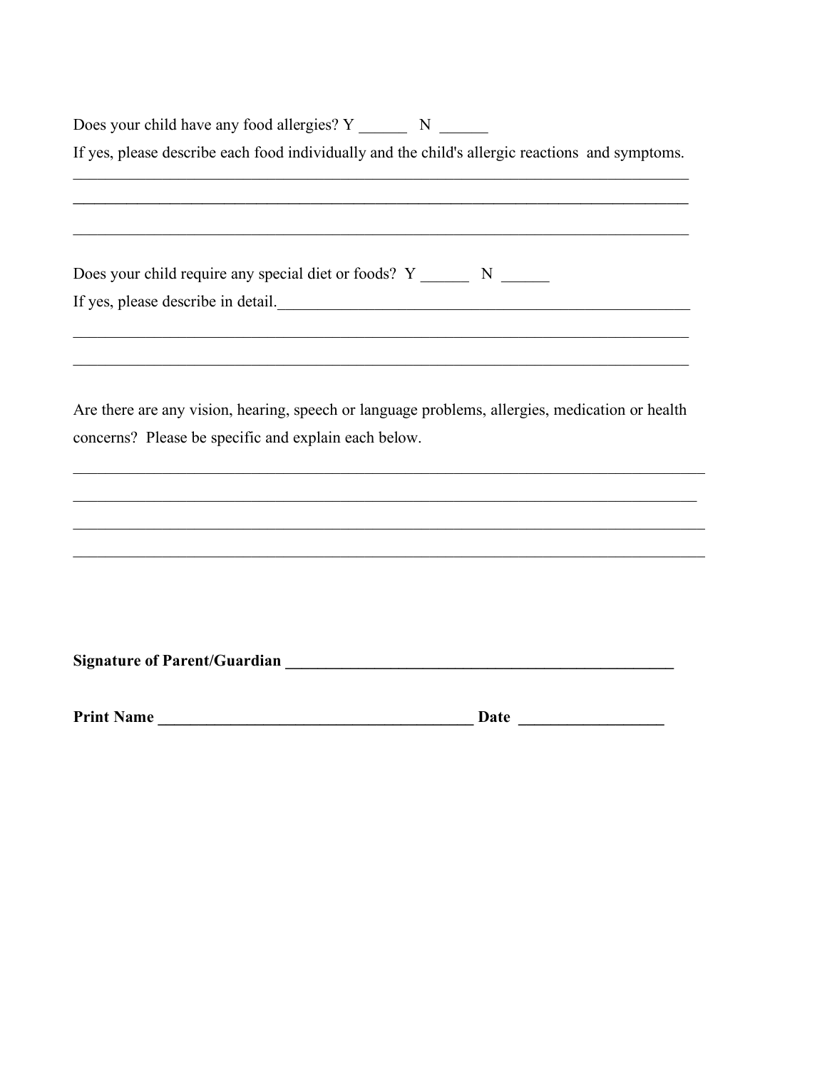Does your child have any food allergies? Y ______ N ______

If yes, please describe each food individually and the child's allergic reactions and symptoms.

_______________________________________________________________________________

_______________________________________________________________________________

_______________________________________________________________________________

Does your child require any special diet or foods? Y ______ N ______

If yes, please describe in detail._______________________________________________________

_______________________________________________________________________________

_______________________________________________________________________________

Are there are any vision, hearing, speech or language problems, allergies, medication or health concerns? Please be specific and explain each below.

_______________________________________________________________________________

_______________________________________________________________________________

_______________________________________________________________________________

_______________________________________________________________________________

**Signature of Parent/Guardian ___________________________________________________**

**Print Name _______________________________________ Date _________________**